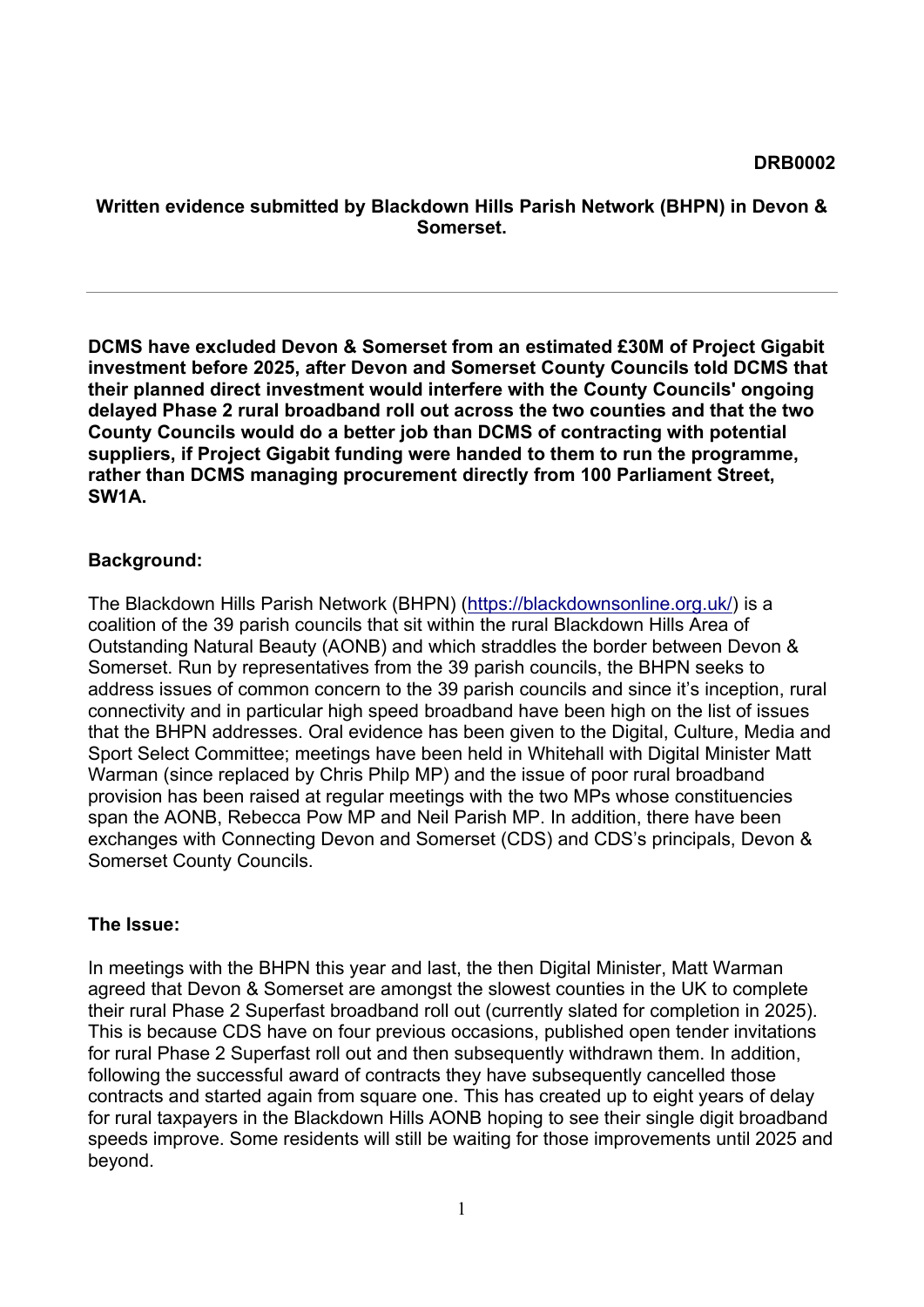**DRB0002**

**Written evidence submitted by Blackdown Hills Parish Network (BHPN) in Devon & Somerset.**

---

**DCMS have excluded Devon & Somerset from an estimated £30M of Project Gigabit investment before 2025, after Devon and Somerset County Councils told DCMS that their planned direct investment would interfere with the County Councils' ongoing delayed Phase 2 rural broadband roll out across the two counties and that the two County Councils would do a better job than DCMS of contracting with potential suppliers, if Project Gigabit funding were handed to them to run the programme, rather than DCMS managing procurement directly from 100 Parliament Street, SW1A.**

**Background:**

The Blackdown Hills Parish Network (BHPN) (https://blackdownsonline.org.uk/) is a coalition of the 39 parish councils that sit within the rural Blackdown Hills Area of Outstanding Natural Beauty (AONB) and which straddles the border between Devon & Somerset. Run by representatives from the 39 parish councils, the BHPN seeks to address issues of common concern to the 39 parish councils and since it's inception, rural connectivity and in particular high speed broadband have been high on the list of issues that the BHPN addresses. Oral evidence has been given to the Digital, Culture, Media and Sport Select Committee; meetings have been held in Whitehall with Digital Minister Matt Warman (since replaced by Chris Philp MP) and the issue of poor rural broadband provision has been raised at regular meetings with the two MPs whose constituencies span the AONB, Rebecca Pow MP and Neil Parish MP. In addition, there have been exchanges with Connecting Devon and Somerset (CDS) and CDS's principals, Devon & Somerset County Councils.

**The Issue:**

In meetings with the BHPN this year and last, the then Digital Minister, Matt Warman agreed that Devon & Somerset are amongst the slowest counties in the UK to complete their rural Phase 2 Superfast broadband roll out (currently slated for completion in 2025). This is because CDS have on four previous occasions, published open tender invitations for rural Phase 2 Superfast roll out and then subsequently withdrawn them. In addition, following the successful award of contracts they have subsequently cancelled those contracts and started again from square one. This has created up to eight years of delay for rural taxpayers in the Blackdown Hills AONB hoping to see their single digit broadband speeds improve. Some residents will still be waiting for those improvements until 2025 and beyond.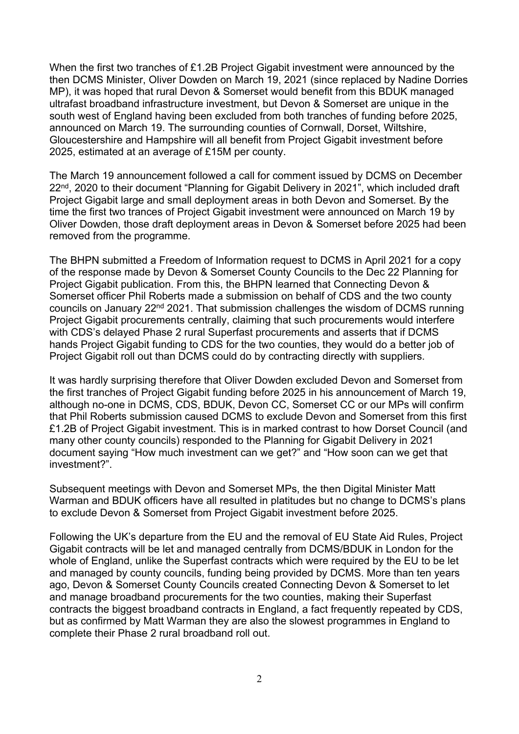When the first two tranches of £1.2B Project Gigabit investment were announced by the then DCMS Minister, Oliver Dowden on March 19, 2021 (since replaced by Nadine Dorries MP), it was hoped that rural Devon & Somerset would benefit from this BDUK managed ultrafast broadband infrastructure investment, but Devon & Somerset are unique in the south west of England having been excluded from both tranches of funding before 2025, announced on March 19. The surrounding counties of Cornwall, Dorset, Wiltshire, Gloucestershire and Hampshire will all benefit from Project Gigabit investment before 2025, estimated at an average of £15M per county.

The March 19 announcement followed a call for comment issued by DCMS on December 22nd, 2020 to their document "Planning for Gigabit Delivery in 2021", which included draft Project Gigabit large and small deployment areas in both Devon and Somerset. By the time the first two trances of Project Gigabit investment were announced on March 19 by Oliver Dowden, those draft deployment areas in Devon & Somerset before 2025 had been removed from the programme.

The BHPN submitted a Freedom of Information request to DCMS in April 2021 for a copy of the response made by Devon & Somerset County Councils to the Dec 22 Planning for Project Gigabit publication. From this, the BHPN learned that Connecting Devon & Somerset officer Phil Roberts made a submission on behalf of CDS and the two county councils on January 22nd 2021. That submission challenges the wisdom of DCMS running Project Gigabit procurements centrally, claiming that such procurements would interfere with CDS's delayed Phase 2 rural Superfast procurements and asserts that if DCMS hands Project Gigabit funding to CDS for the two counties, they would do a better job of Project Gigabit roll out than DCMS could do by contracting directly with suppliers.

It was hardly surprising therefore that Oliver Dowden excluded Devon and Somerset from the first tranches of Project Gigabit funding before 2025 in his announcement of March 19, although no-one in DCMS, CDS, BDUK, Devon CC, Somerset CC or our MPs will confirm that Phil Roberts submission caused DCMS to exclude Devon and Somerset from this first £1.2B of Project Gigabit investment. This is in marked contrast to how Dorset Council (and many other county councils) responded to the Planning for Gigabit Delivery in 2021 document saying "How much investment can we get?" and "How soon can we get that investment?".

Subsequent meetings with Devon and Somerset MPs, the then Digital Minister Matt Warman and BDUK officers have all resulted in platitudes but no change to DCMS's plans to exclude Devon & Somerset from Project Gigabit investment before 2025.

Following the UK's departure from the EU and the removal of EU State Aid Rules, Project Gigabit contracts will be let and managed centrally from DCMS/BDUK in London for the whole of England, unlike the Superfast contracts which were required by the EU to be let and managed by county councils, funding being provided by DCMS. More than ten years ago, Devon & Somerset County Councils created Connecting Devon & Somerset to let and manage broadband procurements for the two counties, making their Superfast contracts the biggest broadband contracts in England, a fact frequently repeated by CDS, but as confirmed by Matt Warman they are also the slowest programmes in England to complete their Phase 2 rural broadband roll out.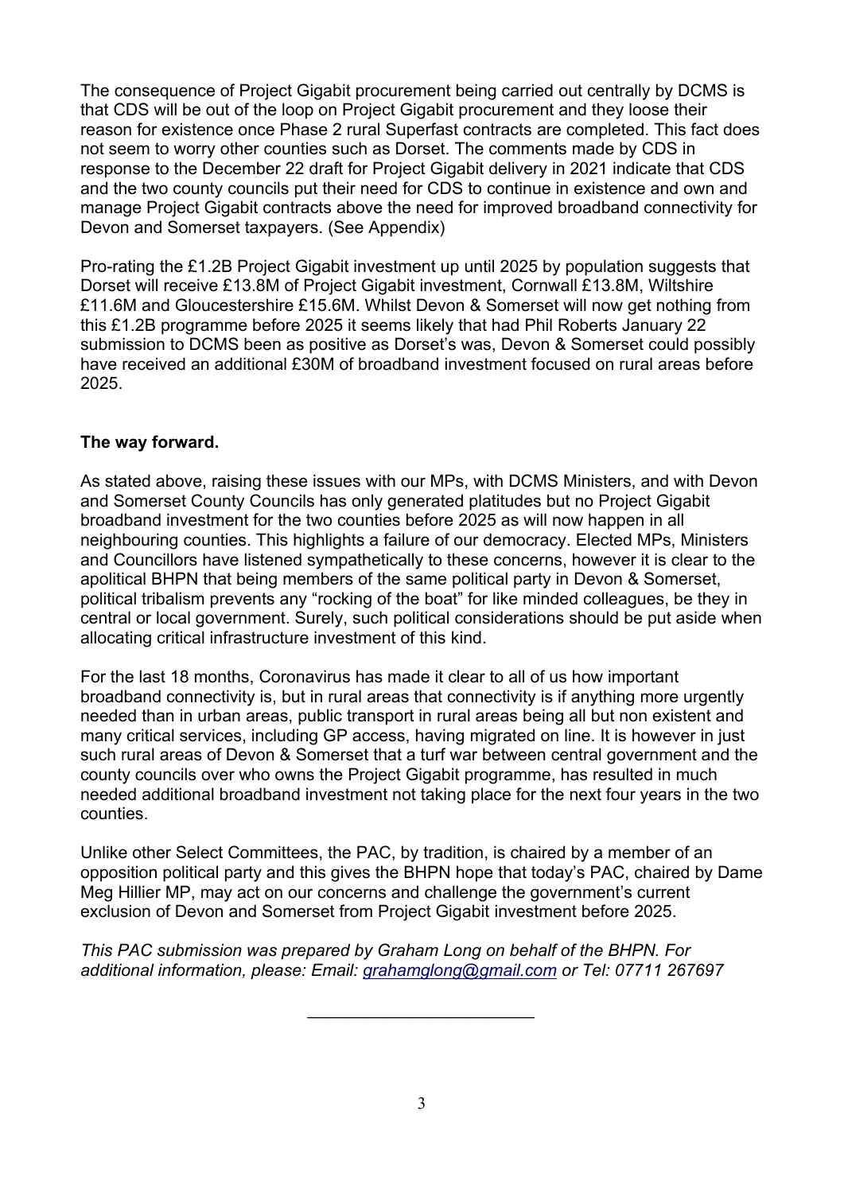The consequence of Project Gigabit procurement being carried out centrally by DCMS is that CDS will be out of the loop on Project Gigabit procurement and they loose their reason for existence once Phase 2 rural Superfast contracts are completed. This fact does not seem to worry other counties such as Dorset. The comments made by CDS in response to the December 22 draft for Project Gigabit delivery in 2021 indicate that CDS and the two county councils put their need for CDS to continue in existence and own and manage Project Gigabit contracts above the need for improved broadband connectivity for Devon and Somerset taxpayers. (See Appendix)

Pro-rating the £1.2B Project Gigabit investment up until 2025 by population suggests that Dorset will receive £13.8M of Project Gigabit investment, Cornwall £13.8M, Wiltshire £11.6M and Gloucestershire £15.6M. Whilst Devon & Somerset will now get nothing from this £1.2B programme before 2025 it seems likely that had Phil Roberts January 22 submission to DCMS been as positive as Dorset's was, Devon & Somerset could possibly have received an additional £30M of broadband investment focused on rural areas before 2025.

**The way forward.**

As stated above, raising these issues with our MPs, with DCMS Ministers, and with Devon and Somerset County Councils has only generated platitudes but no Project Gigabit broadband investment for the two counties before 2025 as will now happen in all neighbouring counties. This highlights a failure of our democracy. Elected MPs, Ministers and Councillors have listened sympathetically to these concerns, however it is clear to the apolitical BHPN that being members of the same political party in Devon & Somerset, political tribalism prevents any "rocking of the boat" for like minded colleagues, be they in central or local government. Surely, such political considerations should be put aside when allocating critical infrastructure investment of this kind.

For the last 18 months, Coronavirus has made it clear to all of us how important broadband connectivity is, but in rural areas that connectivity is if anything more urgently needed than in urban areas, public transport in rural areas being all but non existent and many critical services, including GP access, having migrated on line. It is however in just such rural areas of Devon & Somerset that a turf war between central government and the county councils over who owns the Project Gigabit programme, has resulted in much needed additional broadband investment not taking place for the next four years in the two counties.

Unlike other Select Committees, the PAC, by tradition, is chaired by a member of an opposition political party and this gives the BHPN hope that today's PAC, chaired by Dame Meg Hillier MP, may act on our concerns and challenge the government's current exclusion of Devon and Somerset from Project Gigabit investment before 2025.

*This PAC submission was prepared by Graham Long on behalf of the BHPN. For additional information, please: Email: grahamglong@gmail.com or Tel: 07711 267697*

---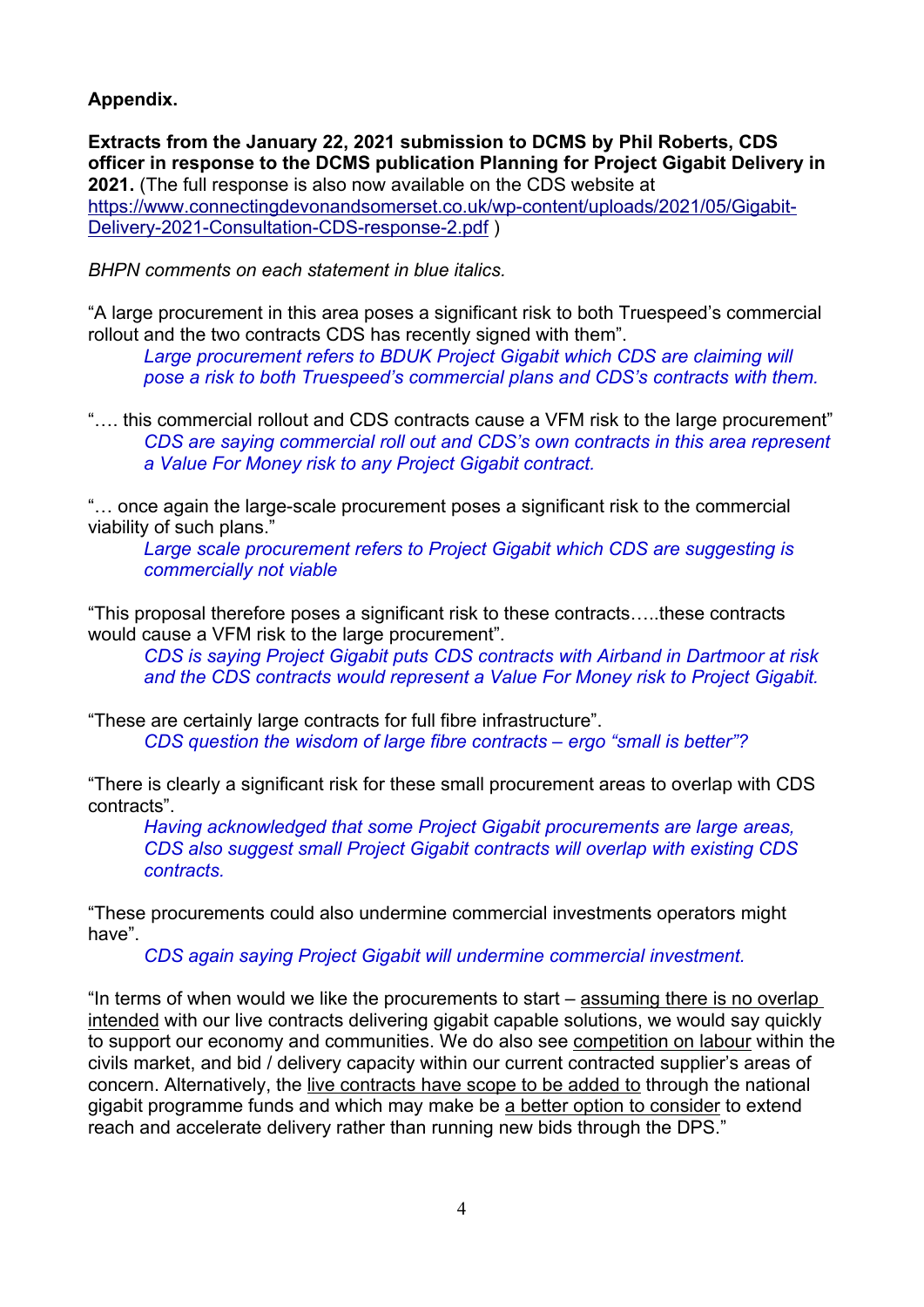**Appendix.**

**Extracts from the January 22, 2021 submission to DCMS by Phil Roberts, CDS officer in response to the DCMS publication Planning for Project Gigabit Delivery in 2021.** (The full response is also now available on the CDS website at https://www.connectingdevonandsomerset.co.uk/wp-content/uploads/2021/05/Gigabit-Delivery-2021-Consultation-CDS-response-2.pdf )

*BHPN comments on each statement in blue italics.*

"A large procurement in this area poses a significant risk to both Truespeed's commercial rollout and the two contracts CDS has recently signed with them".

> *Large procurement refers to BDUK Project Gigabit which CDS are claiming will pose a risk to both Truespeed's commercial plans and CDS's contracts with them.*

"…. this commercial rollout and CDS contracts cause a VFM risk to the large procurement"

> *CDS are saying commercial roll out and CDS's own contracts in this area represent a Value For Money risk to any Project Gigabit contract.*

"… once again the large-scale procurement poses a significant risk to the commercial viability of such plans."

> *Large scale procurement refers to Project Gigabit which CDS are suggesting is commercially not viable*

"This proposal therefore poses a significant risk to these contracts…..these contracts would cause a VFM risk to the large procurement".

> *CDS is saying Project Gigabit puts CDS contracts with Airband in Dartmoor at risk and the CDS contracts would represent a Value For Money risk to Project Gigabit.*

"These are certainly large contracts for full fibre infrastructure".

> *CDS question the wisdom of large fibre contracts – ergo "small is better"?*

"There is clearly a significant risk for these small procurement areas to overlap with CDS contracts".

> *Having acknowledged that some Project Gigabit procurements are large areas, CDS also suggest small Project Gigabit contracts will overlap with existing CDS contracts.*

"These procurements could also undermine commercial investments operators might have".

> *CDS again saying Project Gigabit will undermine commercial investment.*

"In terms of when would we like the procurements to start – <u>assuming there is no overlap intended</u> with our live contracts delivering gigabit capable solutions, we would say quickly to support our economy and communities. We do also see <u>competition on labour</u> within the civils market, and bid / delivery capacity within our current contracted supplier's areas of concern. Alternatively, the <u>live contracts have scope to be added to</u> through the national gigabit programme funds and which may make be <u>a better option to consider</u> to extend reach and accelerate delivery rather than running new bids through the DPS."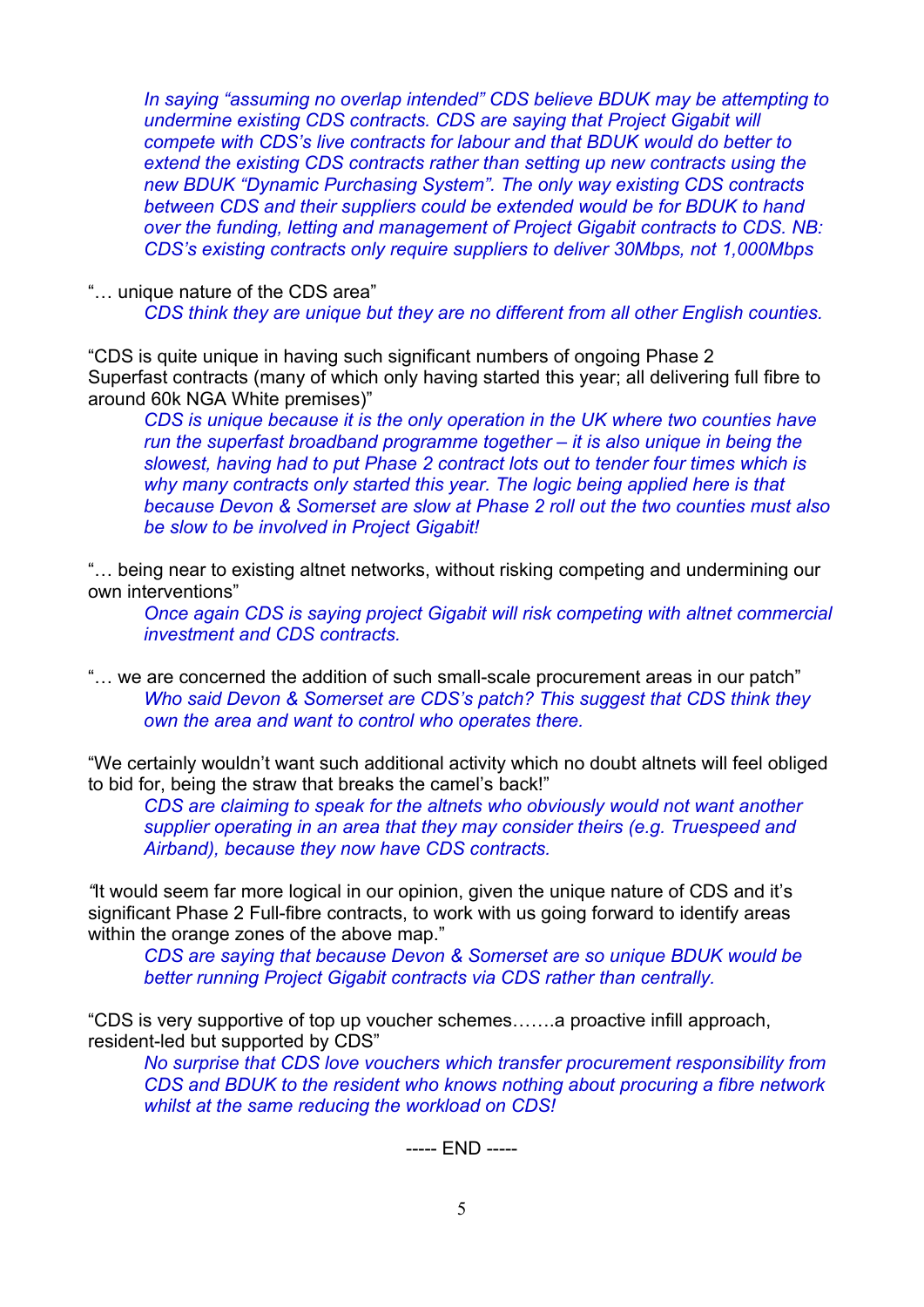*In saying "assuming no overlap intended" CDS believe BDUK may be attempting to undermine existing CDS contracts. CDS are saying that Project Gigabit will compete with CDS's live contracts for labour and that BDUK would do better to extend the existing CDS contracts rather than setting up new contracts using the new BDUK "Dynamic Purchasing System". The only way existing CDS contracts between CDS and their suppliers could be extended would be for BDUK to hand over the funding, letting and management of Project Gigabit contracts to CDS. NB: CDS's existing contracts only require suppliers to deliver 30Mbps, not 1,000Mbps*

"… unique nature of the CDS area"

*CDS think they are unique but they are no different from all other English counties.*

"CDS is quite unique in having such significant numbers of ongoing Phase 2 Superfast contracts (many of which only having started this year; all delivering full fibre to around 60k NGA White premises)"

*CDS is unique because it is the only operation in the UK where two counties have run the superfast broadband programme together – it is also unique in being the slowest, having had to put Phase 2 contract lots out to tender four times which is why many contracts only started this year. The logic being applied here is that because Devon & Somerset are slow at Phase 2 roll out the two counties must also be slow to be involved in Project Gigabit!*

"… being near to existing altnet networks, without risking competing and undermining our own interventions"

*Once again CDS is saying project Gigabit will risk competing with altnet commercial investment and CDS contracts.*

"… we are concerned the addition of such small-scale procurement areas in our patch"

*Who said Devon & Somerset are CDS's patch? This suggest that CDS think they own the area and want to control who operates there.*

"We certainly wouldn't want such additional activity which no doubt altnets will feel obliged to bid for, being the straw that breaks the camel's back!"

*CDS are claiming to speak for the altnets who obviously would not want another supplier operating in an area that they may consider theirs (e.g. Truespeed and Airband), because they now have CDS contracts.*

*"*It would seem far more logical in our opinion, given the unique nature of CDS and it's significant Phase 2 Full-fibre contracts, to work with us going forward to identify areas within the orange zones of the above map."

*CDS are saying that because Devon & Somerset are so unique BDUK would be better running Project Gigabit contracts via CDS rather than centrally.*

"CDS is very supportive of top up voucher schemes…….a proactive infill approach, resident-led but supported by CDS"

*No surprise that CDS love vouchers which transfer procurement responsibility from CDS and BDUK to the resident who knows nothing about procuring a fibre network whilst at the same reducing the workload on CDS!*

----- END -----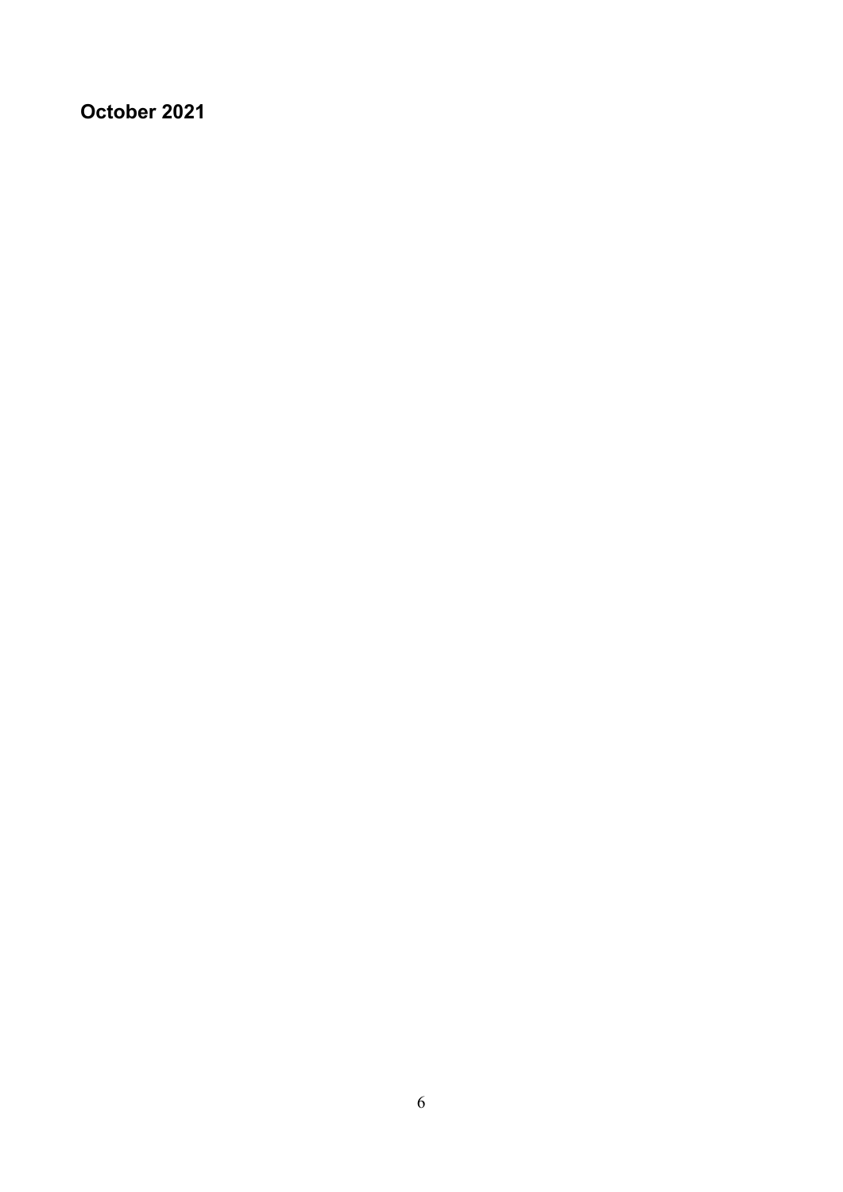**October 2021**